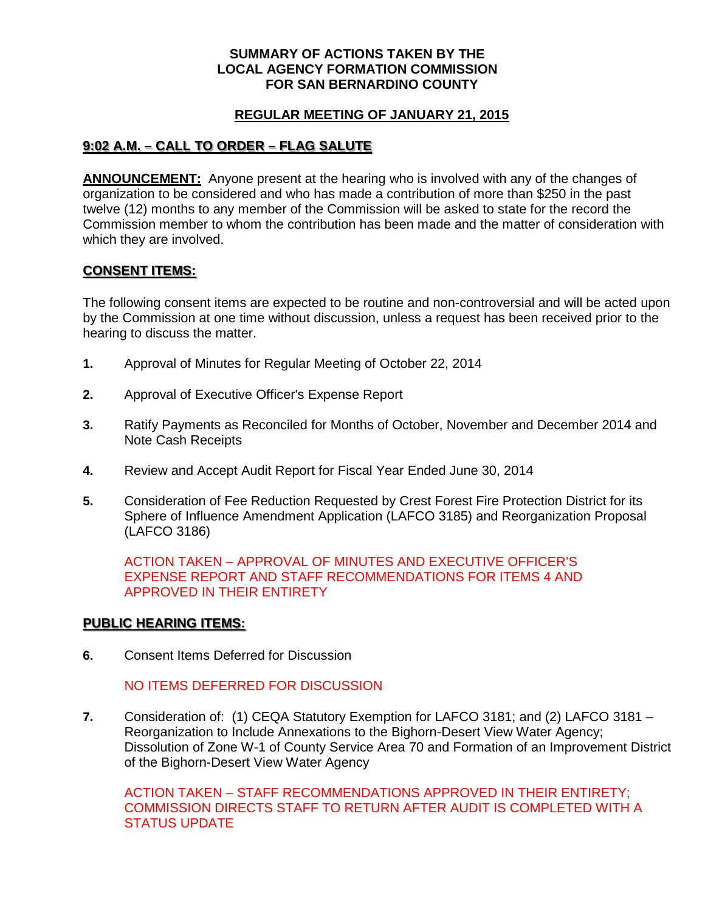**SUMMARY OF ACTIONS TAKEN BY THE**
**LOCAL AGENCY FORMATION COMMISSION**
**FOR SAN BERNARDINO COUNTY**

**REGULAR MEETING OF JANUARY 21, 2015**

## 9:02 A.M. – CALL TO ORDER – FLAG SALUTE

**ANNOUNCEMENT:** Anyone present at the hearing who is involved with any of the changes of organization to be considered and who has made a contribution of more than $250 in the past twelve (12) months to any member of the Commission will be asked to state for the record the Commission member to whom the contribution has been made and the matter of consideration with which they are involved.

## CONSENT ITEMS:

The following consent items are expected to be routine and non-controversial and will be acted upon by the Commission at one time without discussion, unless a request has been received prior to the hearing to discuss the matter.

1. Approval of Minutes for Regular Meeting of October 22, 2014

2. Approval of Executive Officer's Expense Report

3. Ratify Payments as Reconciled for Months of October, November and December 2014 and Note Cash Receipts

4. Review and Accept Audit Report for Fiscal Year Ended June 30, 2014

5. Consideration of Fee Reduction Requested by Crest Forest Fire Protection District for its Sphere of Influence Amendment Application (LAFCO 3185) and Reorganization Proposal (LAFCO 3186)

   ACTION TAKEN – APPROVAL OF MINUTES AND EXECUTIVE OFFICER'S EXPENSE REPORT AND STAFF RECOMMENDATIONS FOR ITEMS 4 AND APPROVED IN THEIR ENTIRETY

## PUBLIC HEARING ITEMS:

6. Consent Items Deferred for Discussion

   NO ITEMS DEFERRED FOR DISCUSSION

7. Consideration of: (1) CEQA Statutory Exemption for LAFCO 3181; and (2) LAFCO 3181 – Reorganization to Include Annexations to the Bighorn-Desert View Water Agency; Dissolution of Zone W-1 of County Service Area 70 and Formation of an Improvement District of the Bighorn-Desert View Water Agency

   ACTION TAKEN – STAFF RECOMMENDATIONS APPROVED IN THEIR ENTIRETY; COMMISSION DIRECTS STAFF TO RETURN AFTER AUDIT IS COMPLETED WITH A STATUS UPDATE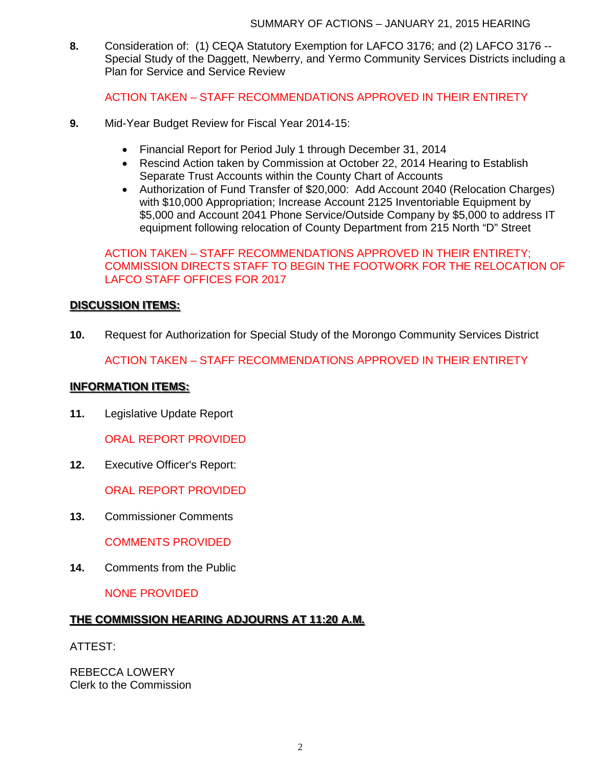**8.** Consideration of: (1) CEQA Statutory Exemption for LAFCO 3176; and (2) LAFCO 3176 -- Special Study of the Daggett, Newberry, and Yermo Community Services Districts including a Plan for Service and Service Review

ACTION TAKEN – STAFF RECOMMENDATIONS APPROVED IN THEIR ENTIRETY

**9.** Mid-Year Budget Review for Fiscal Year 2014-15:

- Financial Report for Period July 1 through December 31, 2014
- Rescind Action taken by Commission at October 22, 2014 Hearing to Establish Separate Trust Accounts within the County Chart of Accounts
- Authorization of Fund Transfer of $20,000: Add Account 2040 (Relocation Charges) with $10,000 Appropriation; Increase Account 2125 Inventoriable Equipment by $5,000 and Account 2041 Phone Service/Outside Company by $5,000 to address IT equipment following relocation of County Department from 215 North "D" Street

ACTION TAKEN – STAFF RECOMMENDATIONS APPROVED IN THEIR ENTIRETY; COMMISSION DIRECTS STAFF TO BEGIN THE FOOTWORK FOR THE RELOCATION OF LAFCO STAFF OFFICES FOR 2017

## DISCUSSION ITEMS:

**10.** Request for Authorization for Special Study of the Morongo Community Services District

ACTION TAKEN – STAFF RECOMMENDATIONS APPROVED IN THEIR ENTIRETY

## INFORMATION ITEMS:

**11.** Legislative Update Report

ORAL REPORT PROVIDED

**12.** Executive Officer's Report:

ORAL REPORT PROVIDED

**13.** Commissioner Comments

COMMENTS PROVIDED

**14.** Comments from the Public

NONE PROVIDED

## THE COMMISSION HEARING ADJOURNS AT 11:20 A.M.

ATTEST:

REBECCA LOWERY
Clerk to the Commission